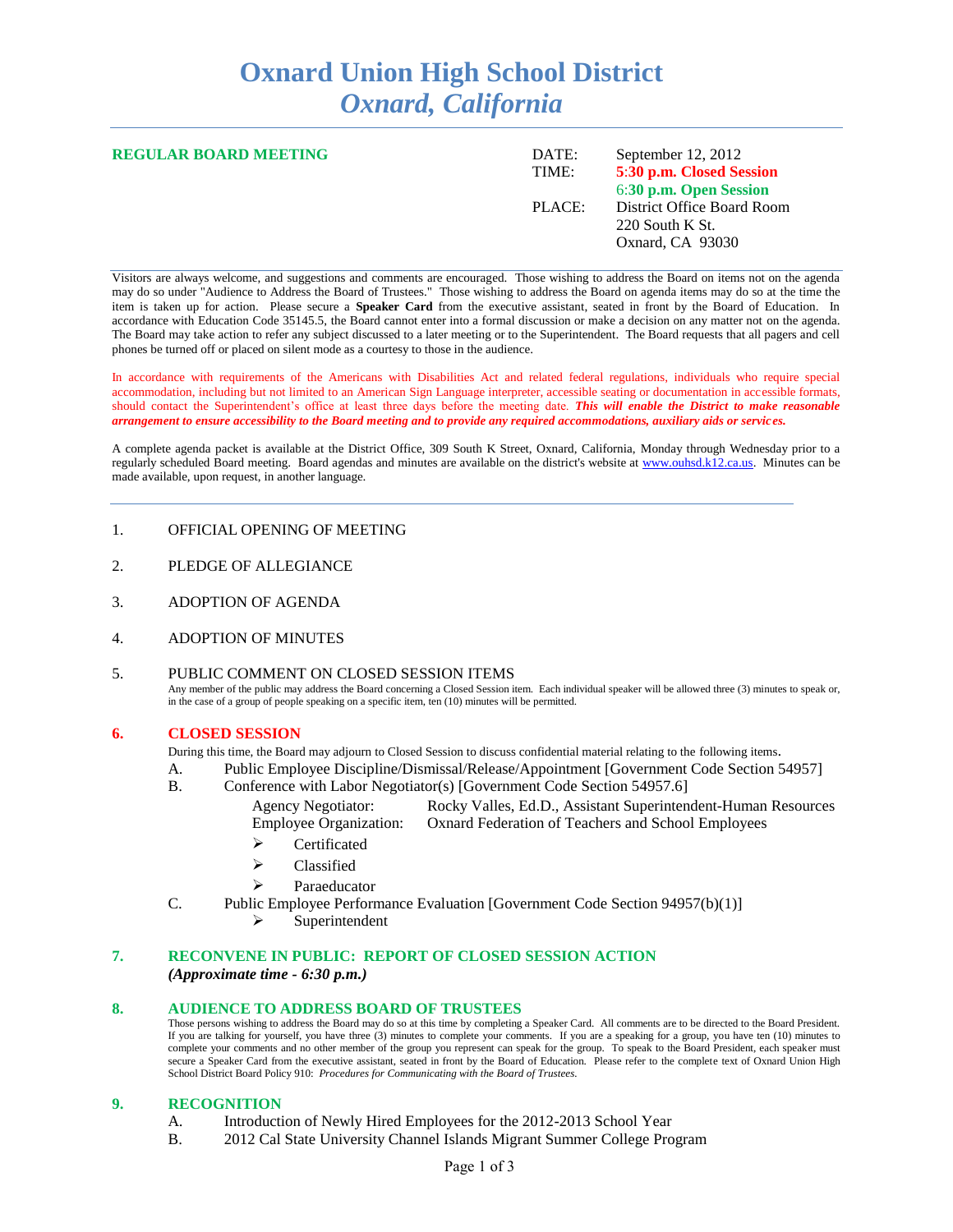# Oxnard Union High School District
## *Oxnard, California*

**REGULAR BOARD MEETING**

| | |
|---|---|
| DATE: | September 12, 2012 |
| TIME: | **5:30 p.m. Closed Session** |
| | **6:30 p.m. Open Session** |
| PLACE: | District Office Board Room |
| | 220 South K St. |
| | Oxnard, CA 93030 |

Visitors are always welcome, and suggestions and comments are encouraged. Those wishing to address the Board on items not on the agenda may do so under "Audience to Address the Board of Trustees." Those wishing to address the Board on agenda items may do so at the time the item is taken up for action. Please secure a **Speaker Card** from the executive assistant, seated in front by the Board of Education. In accordance with Education Code 35145.5, the Board cannot enter into a formal discussion or make a decision on any matter not on the agenda. The Board may take action to refer any subject discussed to a later meeting or to the Superintendent. The Board requests that all pagers and cell phones be turned off or placed on silent mode as a courtesy to those in the audience.

In accordance with requirements of the Americans with Disabilities Act and related federal regulations, individuals who require special accommodation, including but not limited to an American Sign Language interpreter, accessible seating or documentation in accessible formats, should contact the Superintendent's office at least three days before the meeting date. ***This will enable the District to make reasonable arrangement to ensure accessibility to the Board meeting and to provide any required accommodations, auxiliary aids or services.***

A complete agenda packet is available at the District Office, 309 South K Street, Oxnard, California, Monday through Wednesday prior to a regularly scheduled Board meeting. Board agendas and minutes are available on the district's website at www.ouhsd.k12.ca.us. Minutes can be made available, upon request, in another language.

---

1. OFFICIAL OPENING OF MEETING

2. PLEDGE OF ALLEGIANCE

3. ADOPTION OF AGENDA

4. ADOPTION OF MINUTES

5. PUBLIC COMMENT ON CLOSED SESSION ITEMS
   Any member of the public may address the Board concerning a Closed Session item. Each individual speaker will be allowed three (3) minutes to speak or, in the case of a group of people speaking on a specific item, ten (10) minutes will be permitted.

### 6. CLOSED SESSION

During this time, the Board may adjourn to Closed Session to discuss confidential material relating to the following items.

A. Public Employee Discipline/Dismissal/Release/Appointment [Government Code Section 54957]

B. Conference with Labor Negotiator(s) [Government Code Section 54957.6]

   Agency Negotiator: Rocky Valles, Ed.D., Assistant Superintendent-Human Resources
   Employee Organization: Oxnard Federation of Teachers and School Employees

   - Certificated
   - Classified
   - Paraeducator

C. Public Employee Performance Evaluation [Government Code Section 94957(b)(1)]

   - Superintendent

### 7. RECONVENE IN PUBLIC: REPORT OF CLOSED SESSION ACTION

***(Approximate time - 6:30 p.m.)***

### 8. AUDIENCE TO ADDRESS BOARD OF TRUSTEES

Those persons wishing to address the Board may do so at this time by completing a Speaker Card. All comments are to be directed to the Board President. If you are talking for yourself, you have three (3) minutes to complete your comments. If you are a speaking for a group, you have ten (10) minutes to complete your comments and no other member of the group you represent can speak for the group. To speak to the Board President, each speaker must secure a Speaker Card from the executive assistant, seated in front by the Board of Education. Please refer to the complete text of Oxnard Union High School District Board Policy 910: *Procedures for Communicating with the Board of Trustees.*

### 9. RECOGNITION

A. Introduction of Newly Hired Employees for the 2012-2013 School Year

B. 2012 Cal State University Channel Islands Migrant Summer College Program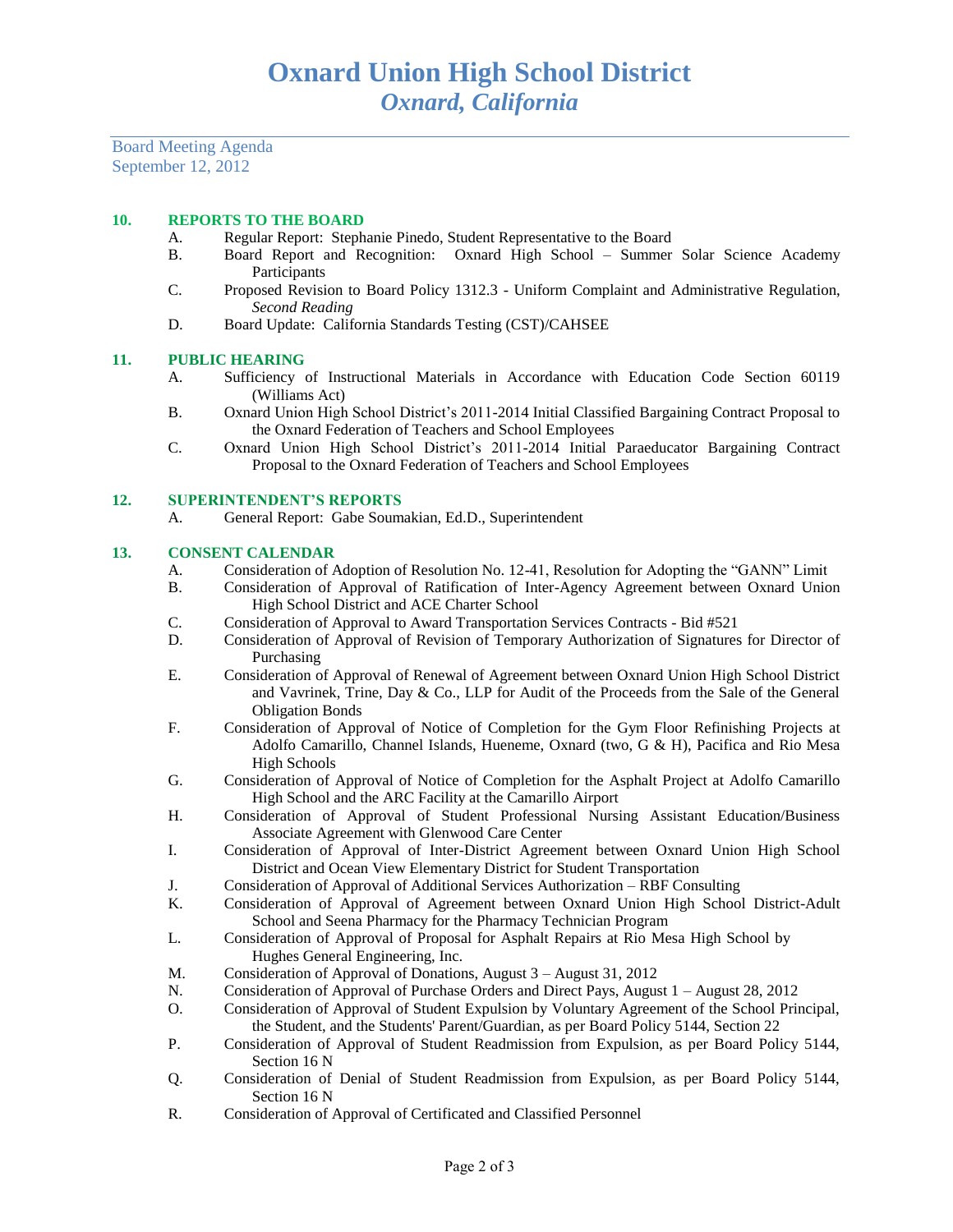# Oxnard Union High School District
## *Oxnard, California*

Board Meeting Agenda
September 12, 2012

**10. REPORTS TO THE BOARD**

A. Regular Report: Stephanie Pinedo, Student Representative to the Board
B. Board Report and Recognition: Oxnard High School – Summer Solar Science Academy Participants
C. Proposed Revision to Board Policy 1312.3 - Uniform Complaint and Administrative Regulation, *Second Reading*
D. Board Update: California Standards Testing (CST)/CAHSEE

**11. PUBLIC HEARING**

A. Sufficiency of Instructional Materials in Accordance with Education Code Section 60119 (Williams Act)
B. Oxnard Union High School District's 2011-2014 Initial Classified Bargaining Contract Proposal to the Oxnard Federation of Teachers and School Employees
C. Oxnard Union High School District's 2011-2014 Initial Paraeducator Bargaining Contract Proposal to the Oxnard Federation of Teachers and School Employees

**12. SUPERINTENDENT'S REPORTS**

A. General Report: Gabe Soumakian, Ed.D., Superintendent

**13. CONSENT CALENDAR**

A. Consideration of Adoption of Resolution No. 12-41, Resolution for Adopting the "GANN" Limit
B. Consideration of Approval of Ratification of Inter-Agency Agreement between Oxnard Union High School District and ACE Charter School
C. Consideration of Approval to Award Transportation Services Contracts - Bid #521
D. Consideration of Approval of Revision of Temporary Authorization of Signatures for Director of Purchasing
E. Consideration of Approval of Renewal of Agreement between Oxnard Union High School District and Vavrinek, Trine, Day & Co., LLP for Audit of the Proceeds from the Sale of the General Obligation Bonds
F. Consideration of Approval of Notice of Completion for the Gym Floor Refinishing Projects at Adolfo Camarillo, Channel Islands, Hueneme, Oxnard (two, G & H), Pacifica and Rio Mesa High Schools
G. Consideration of Approval of Notice of Completion for the Asphalt Project at Adolfo Camarillo High School and the ARC Facility at the Camarillo Airport
H. Consideration of Approval of Student Professional Nursing Assistant Education/Business Associate Agreement with Glenwood Care Center
I. Consideration of Approval of Inter-District Agreement between Oxnard Union High School District and Ocean View Elementary District for Student Transportation
J. Consideration of Approval of Additional Services Authorization – RBF Consulting
K. Consideration of Approval of Agreement between Oxnard Union High School District-Adult School and Seena Pharmacy for the Pharmacy Technician Program
L. Consideration of Approval of Proposal for Asphalt Repairs at Rio Mesa High School by Hughes General Engineering, Inc.
M. Consideration of Approval of Donations, August 3 – August 31, 2012
N. Consideration of Approval of Purchase Orders and Direct Pays, August 1 – August 28, 2012
O. Consideration of Approval of Student Expulsion by Voluntary Agreement of the School Principal, the Student, and the Students' Parent/Guardian, as per Board Policy 5144, Section 22
P. Consideration of Approval of Student Readmission from Expulsion, as per Board Policy 5144, Section 16 N
Q. Consideration of Denial of Student Readmission from Expulsion, as per Board Policy 5144, Section 16 N
R. Consideration of Approval of Certificated and Classified Personnel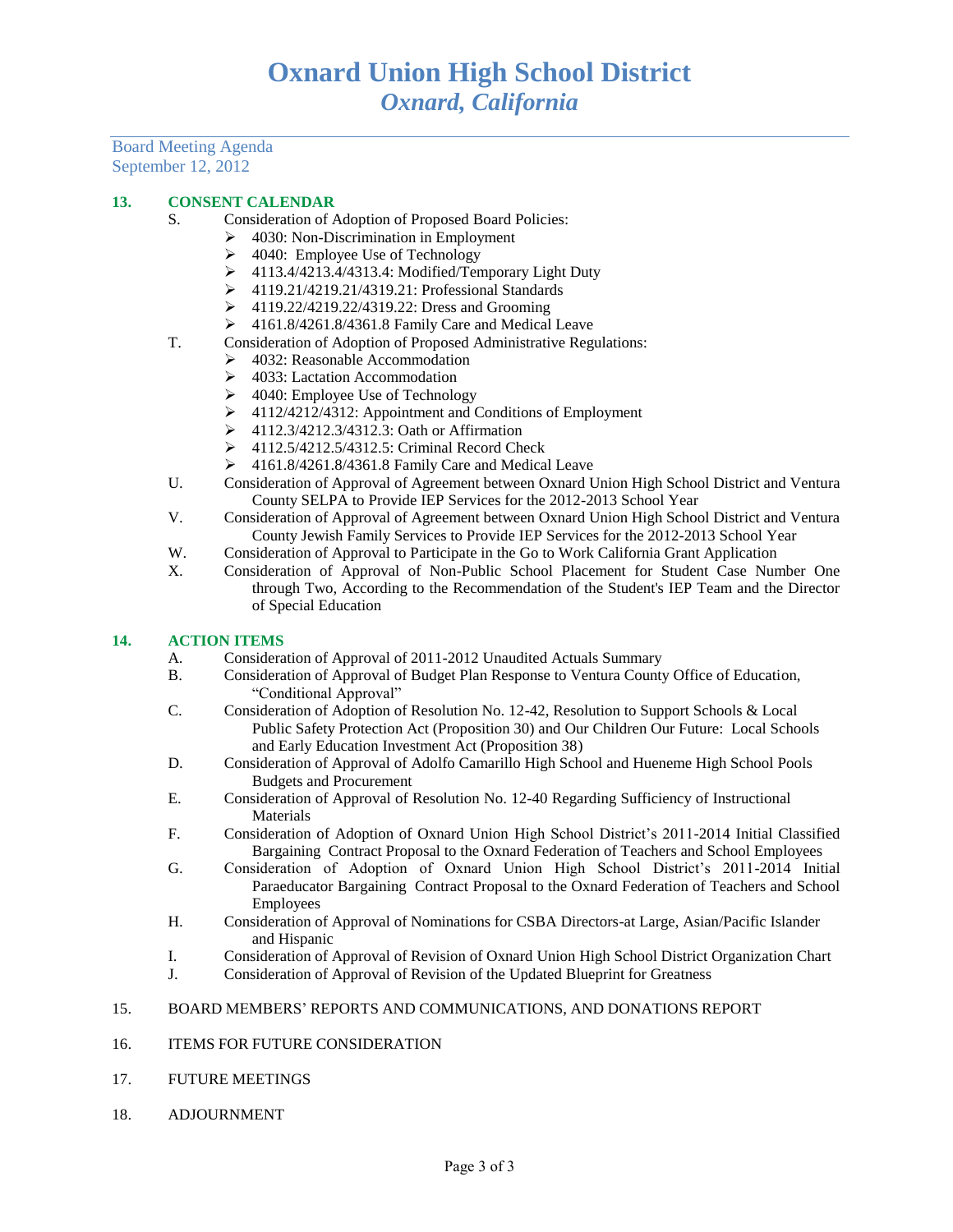# Oxnard Union High School District
## *Oxnard, California*

Board Meeting Agenda
September 12, 2012

**13. CONSENT CALENDAR**

S. Consideration of Adoption of Proposed Board Policies:
- 4030: Non-Discrimination in Employment
- 4040: Employee Use of Technology
- 4113.4/4213.4/4313.4: Modified/Temporary Light Duty
- 4119.21/4219.21/4319.21: Professional Standards
- 4119.22/4219.22/4319.22: Dress and Grooming
- 4161.8/4261.8/4361.8 Family Care and Medical Leave

T. Consideration of Adoption of Proposed Administrative Regulations:
- 4032: Reasonable Accommodation
- 4033: Lactation Accommodation
- 4040: Employee Use of Technology
- 4112/4212/4312: Appointment and Conditions of Employment
- 4112.3/4212.3/4312.3: Oath or Affirmation
- 4112.5/4212.5/4312.5: Criminal Record Check
- 4161.8/4261.8/4361.8 Family Care and Medical Leave

U. Consideration of Approval of Agreement between Oxnard Union High School District and Ventura County SELPA to Provide IEP Services for the 2012-2013 School Year

V. Consideration of Approval of Agreement between Oxnard Union High School District and Ventura County Jewish Family Services to Provide IEP Services for the 2012-2013 School Year

W. Consideration of Approval to Participate in the Go to Work California Grant Application

X. Consideration of Approval of Non-Public School Placement for Student Case Number One through Two, According to the Recommendation of the Student's IEP Team and the Director of Special Education

**14. ACTION ITEMS**

A. Consideration of Approval of 2011-2012 Unaudited Actuals Summary

B. Consideration of Approval of Budget Plan Response to Ventura County Office of Education, "Conditional Approval"

C. Consideration of Adoption of Resolution No. 12-42, Resolution to Support Schools & Local Public Safety Protection Act (Proposition 30) and Our Children Our Future: Local Schools and Early Education Investment Act (Proposition 38)

D. Consideration of Approval of Adolfo Camarillo High School and Hueneme High School Pools Budgets and Procurement

E. Consideration of Approval of Resolution No. 12-40 Regarding Sufficiency of Instructional Materials

F. Consideration of Adoption of Oxnard Union High School District's 2011-2014 Initial Classified Bargaining Contract Proposal to the Oxnard Federation of Teachers and School Employees

G. Consideration of Adoption of Oxnard Union High School District's 2011-2014 Initial Paraeducator Bargaining Contract Proposal to the Oxnard Federation of Teachers and School Employees

H. Consideration of Approval of Nominations for CSBA Directors-at Large, Asian/Pacific Islander and Hispanic

I. Consideration of Approval of Revision of Oxnard Union High School District Organization Chart

J. Consideration of Approval of Revision of the Updated Blueprint for Greatness

15. BOARD MEMBERS' REPORTS AND COMMUNICATIONS, AND DONATIONS REPORT

16. ITEMS FOR FUTURE CONSIDERATION

17. FUTURE MEETINGS

18. ADJOURNMENT